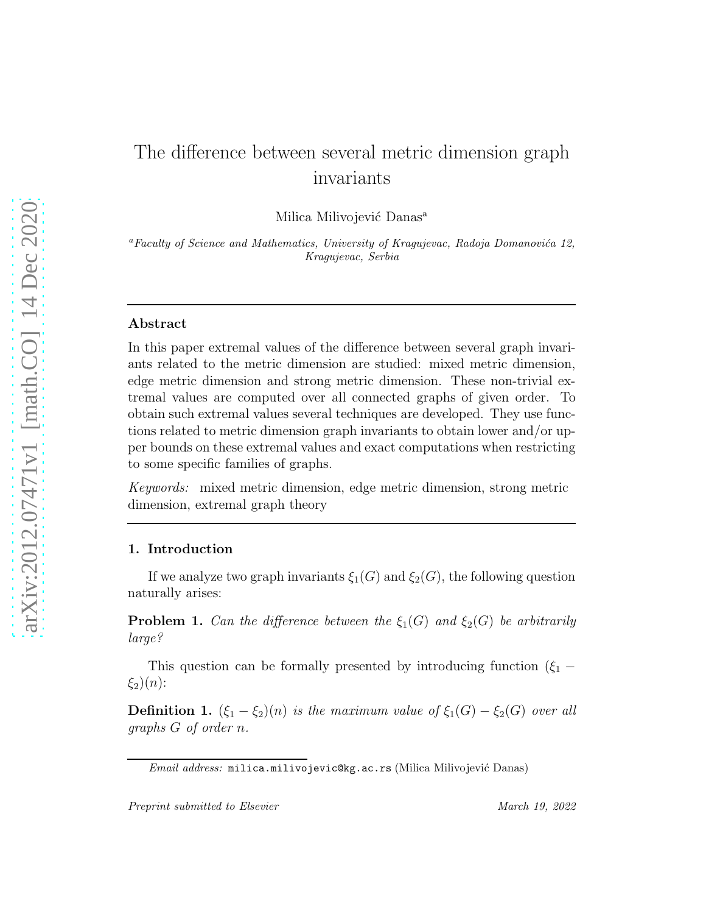# The difference between several metric dimension graph invariants

Milica Milivojević Danas[a]

[a] *Faculty of Science and Mathematics, University of Kragujevac, Radoja Domanovića 12, Kragujevac, Serbia*

---

## Abstract

In this paper extremal values of the difference between several graph invariants related to the metric dimension are studied: mixed metric dimension, edge metric dimension and strong metric dimension. These non-trivial extremal values are computed over all connected graphs of given order. To obtain such extremal values several techniques are developed. They use functions related to metric dimension graph invariants to obtain lower and/or upper bounds on these extremal values and exact computations when restricting to some specific families of graphs.

*Keywords:* mixed metric dimension, edge metric dimension, strong metric dimension, extremal graph theory

---

## 1. Introduction

If we analyze two graph invariants $\xi_1(G)$ and $\xi_2(G)$, the following question naturally arises:

**Problem 1.** *Can the difference between the $\xi_1(G)$ and $\xi_2(G)$ be arbitrarily large?*

This question can be formally presented by introducing function $(\xi_1 - \xi_2)(n)$:

**Definition 1.** *$(\xi_1 - \xi_2)(n)$ is the maximum value of $\xi_1(G) - \xi_2(G)$ over all graphs $G$ of order $n$.*

*Email address:* milica.milivojevic@kg.ac.rs (Milica Milivojević Danas)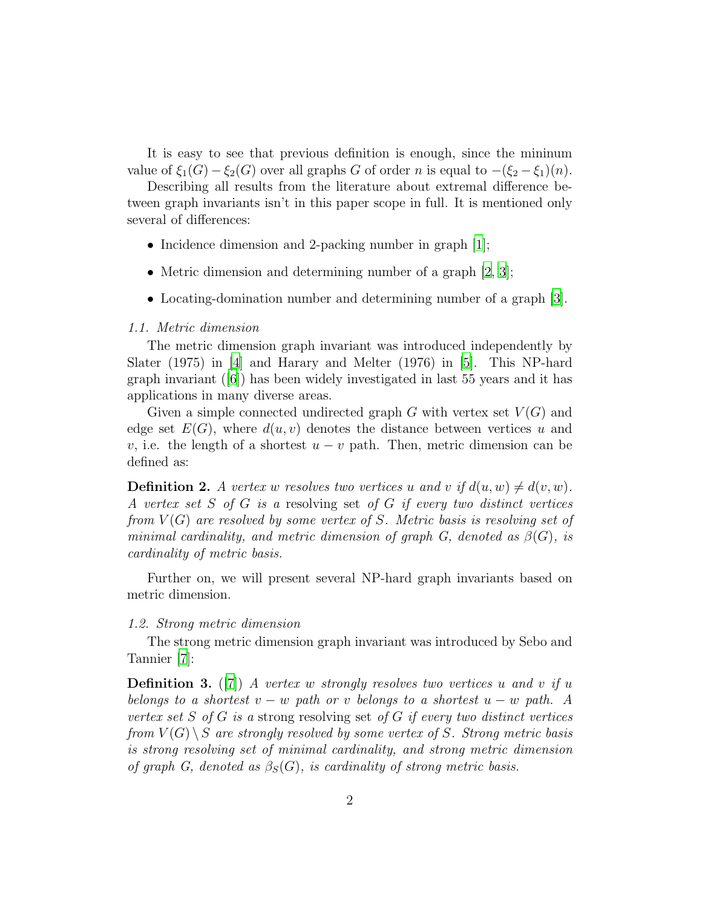It is easy to see that previous definition is enough, since the mininum value of $\xi_1(G) - \xi_2(G)$ over all graphs $G$ of order $n$ is equal to $-(\xi_2 - \xi_1)(n)$.

Describing all results from the literature about extremal difference between graph invariants isn't in this paper scope in full. It is mentioned only several of differences:

- Incidence dimension and 2-packing number in graph [1];
- Metric dimension and determining number of a graph [2, 3];
- Locating-domination number and determining number of a graph [3].

### 1.1. Metric dimension

The metric dimension graph invariant was introduced independently by Slater (1975) in [4] and Harary and Melter (1976) in [5]. This NP-hard graph invariant ([6]) has been widely investigated in last 55 years and it has applications in many diverse areas.

Given a simple connected undirected graph $G$ with vertex set $V(G)$ and edge set $E(G)$, where $d(u, v)$ denotes the distance between vertices $u$ and $v$, i.e. the length of a shortest $u - v$ path. Then, metric dimension can be defined as:

**Definition 2.** *A vertex $w$ resolves two vertices $u$ and $v$ if $d(u, w) \neq d(v, w)$. A vertex set $S$ of $G$ is a* resolving set *of $G$ if every two distinct vertices from $V(G)$ are resolved by some vertex of $S$. Metric basis is resolving set of minimal cardinality, and metric dimension of graph $G$, denoted as $\beta(G)$, is cardinality of metric basis.*

Further on, we will present several NP-hard graph invariants based on metric dimension.

### 1.2. Strong metric dimension

The strong metric dimension graph invariant was introduced by Sebo and Tannier [7]:

**Definition 3.** ([7]) *A vertex $w$ strongly resolves two vertices $u$ and $v$ if $u$ belongs to a shortest $v - w$ path or $v$ belongs to a shortest $u - w$ path. A vertex set $S$ of $G$ is a* strong resolving set *of $G$ if every two distinct vertices from $V(G) \setminus S$ are strongly resolved by some vertex of $S$. Strong metric basis is strong resolving set of minimal cardinality, and strong metric dimension of graph $G$, denoted as $\beta_S(G)$, is cardinality of strong metric basis.*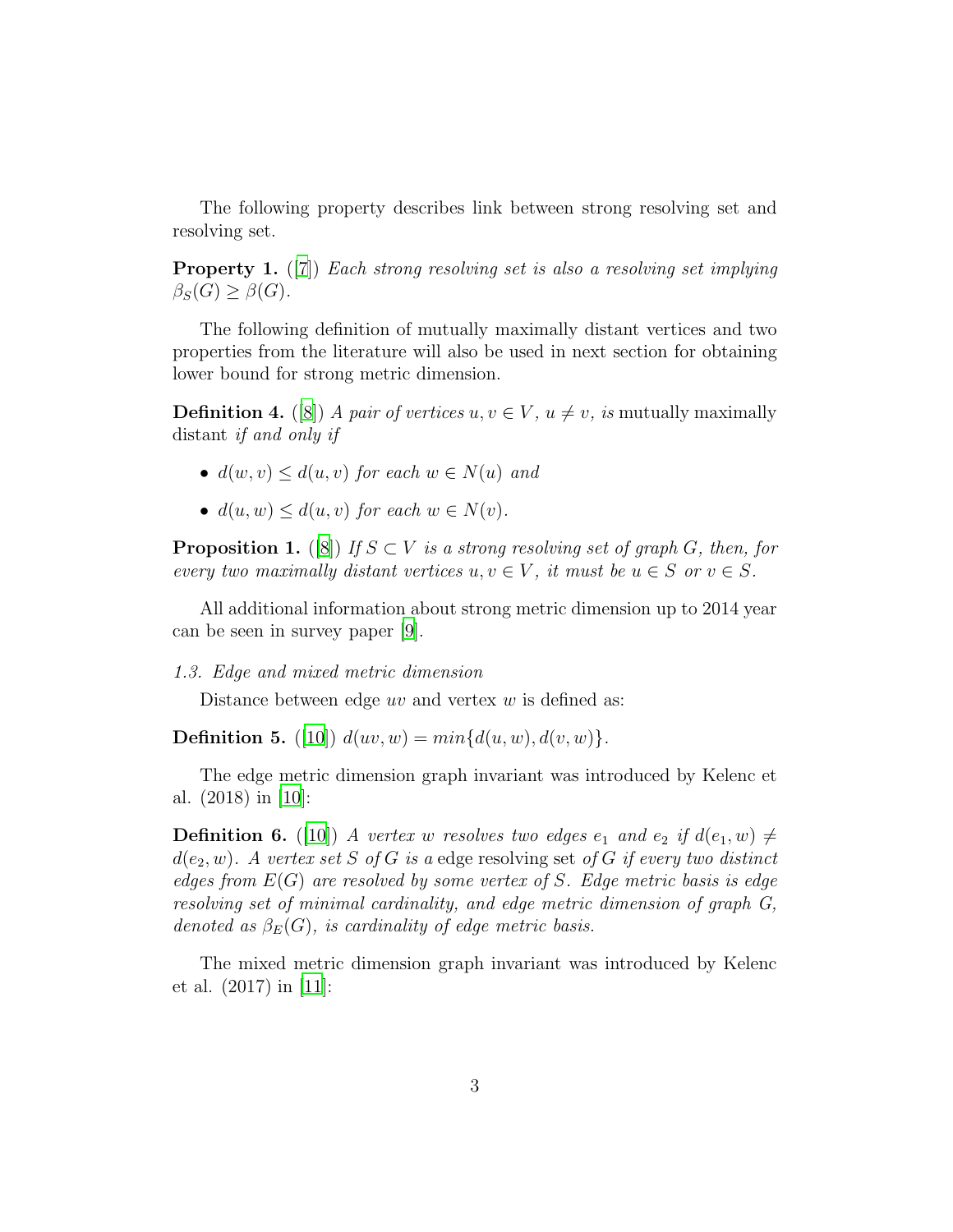The following property describes link between strong resolving set and resolving set.

**Property 1.** ([7]) *Each strong resolving set is also a resolving set implying $\beta_S(G) \geq \beta(G)$.*

The following definition of mutually maximally distant vertices and two properties from the literature will also be used in next section for obtaining lower bound for strong metric dimension.

**Definition 4.** ([8]) *A pair of vertices $u, v \in V$, $u \neq v$, is* mutually maximally distant *if and only if*

- *$d(w, v) \leq d(u, v)$ for each $w \in N(u)$ and*
- *$d(u, w) \leq d(u, v)$ for each $w \in N(v)$.*

**Proposition 1.** ([8]) *If $S \subset V$ is a strong resolving set of graph $G$, then, for every two maximally distant vertices $u, v \in V$, it must be $u \in S$ or $v \in S$.*

All additional information about strong metric dimension up to 2014 year can be seen in survey paper [9].

*1.3. Edge and mixed metric dimension*

Distance between edge $uv$ and vertex $w$ is defined as:

**Definition 5.** ([10]) $d(uv, w) = min\{d(u, w), d(v, w)\}$.

The edge metric dimension graph invariant was introduced by Kelenc et al. (2018) in [10]:

**Definition 6.** ([10]) *A vertex $w$ resolves two edges $e_1$ and $e_2$ if $d(e_1, w) \neq d(e_2, w)$. A vertex set $S$ of $G$ is a* edge resolving set *of $G$ if every two distinct edges from $E(G)$ are resolved by some vertex of $S$. Edge metric basis is edge resolving set of minimal cardinality, and edge metric dimension of graph $G$, denoted as $\beta_E(G)$, is cardinality of edge metric basis.*

The mixed metric dimension graph invariant was introduced by Kelenc et al. (2017) in [11]: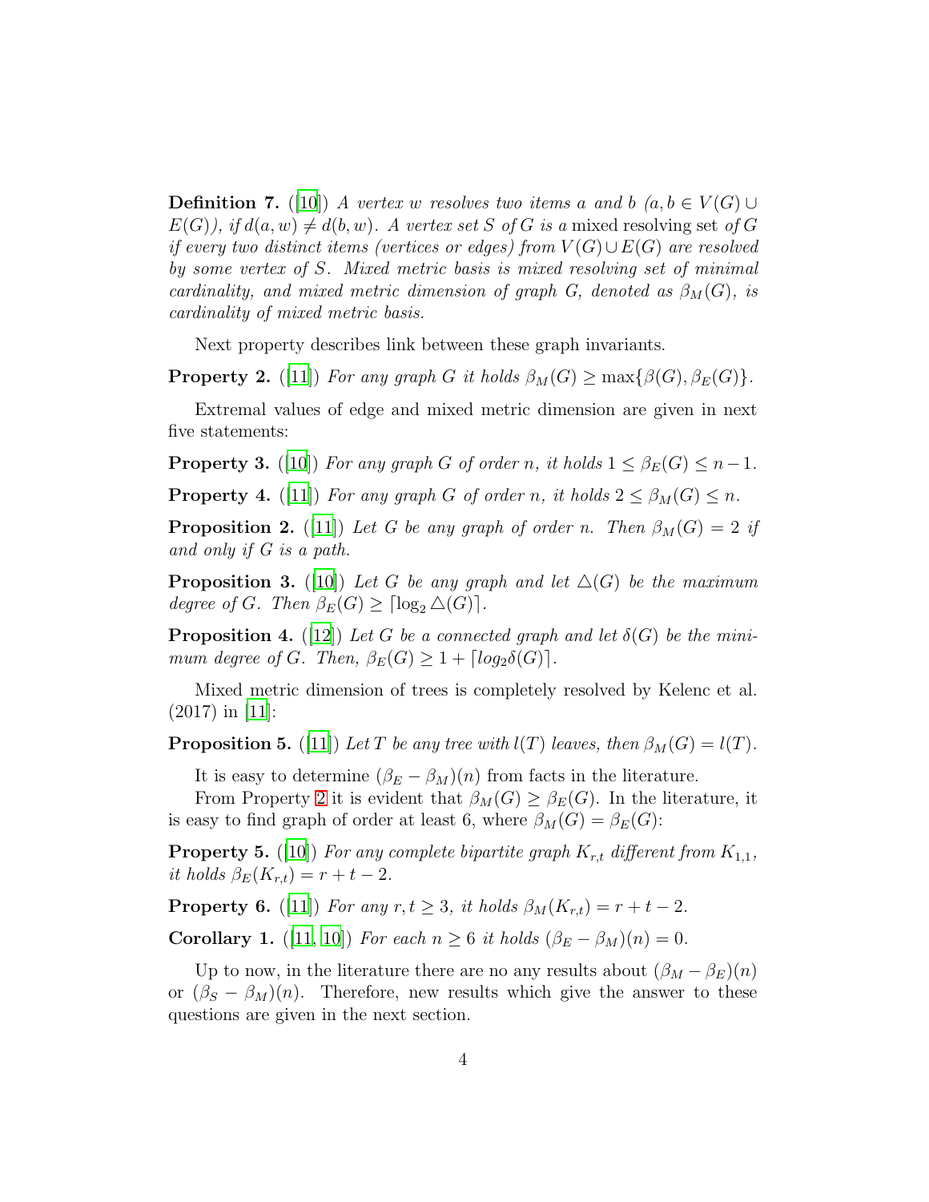**Definition 7.** ([10]) *A vertex $w$ resolves two items $a$ and $b$ ($a, b \in V(G) \cup E(G)$), if $d(a, w) \neq d(b, w)$. A vertex set $S$ of $G$ is a* mixed resolving set *of $G$ if every two distinct items (vertices or edges) from $V(G) \cup E(G)$ are resolved by some vertex of $S$. Mixed metric basis is mixed resolving set of minimal cardinality, and mixed metric dimension of graph $G$, denoted as $\beta_M(G)$, is cardinality of mixed metric basis.*

Next property describes link between these graph invariants.

**Property 2.** ([11]) *For any graph $G$ it holds $\beta_M(G) \geq \max\{\beta(G), \beta_E(G)\}$.*

Extremal values of edge and mixed metric dimension are given in next five statements:

**Property 3.** ([10]) *For any graph $G$ of order $n$, it holds $1 \leq \beta_E(G) \leq n - 1$.*

**Property 4.** ([11]) *For any graph $G$ of order $n$, it holds $2 \leq \beta_M(G) \leq n$.*

**Proposition 2.** ([11]) *Let $G$ be any graph of order $n$. Then $\beta_M(G) = 2$ if and only if $G$ is a path.*

**Proposition 3.** ([10]) *Let $G$ be any graph and let $\triangle(G)$ be the maximum degree of $G$. Then $\beta_E(G) \geq \lceil \log_2 \triangle(G) \rceil$.*

**Proposition 4.** ([12]) *Let $G$ be a connected graph and let $\delta(G)$ be the minimum degree of $G$. Then, $\beta_E(G) \geq 1 + \lceil log_2 \delta(G) \rceil$.*

Mixed metric dimension of trees is completely resolved by Kelenc et al. (2017) in [11]:

**Proposition 5.** ([11]) *Let $T$ be any tree with $l(T)$ leaves, then $\beta_M(G) = l(T)$.*

It is easy to determine $(\beta_E - \beta_M)(n)$ from facts in the literature.

From Property 2 it is evident that $\beta_M(G) \geq \beta_E(G)$. In the literature, it is easy to find graph of order at least 6, where $\beta_M(G) = \beta_E(G)$:

**Property 5.** ([10]) *For any complete bipartite graph $K_{r,t}$ different from $K_{1,1}$, it holds $\beta_E(K_{r,t}) = r + t - 2$.*

**Property 6.** ([11]) *For any $r, t \geq 3$, it holds $\beta_M(K_{r,t}) = r + t - 2$.*

**Corollary 1.** ([11, 10]) *For each $n \geq 6$ it holds $(\beta_E - \beta_M)(n) = 0$.*

Up to now, in the literature there are no any results about $(\beta_M - \beta_E)(n)$ or $(\beta_S - \beta_M)(n)$. Therefore, new results which give the answer to these questions are given in the next section.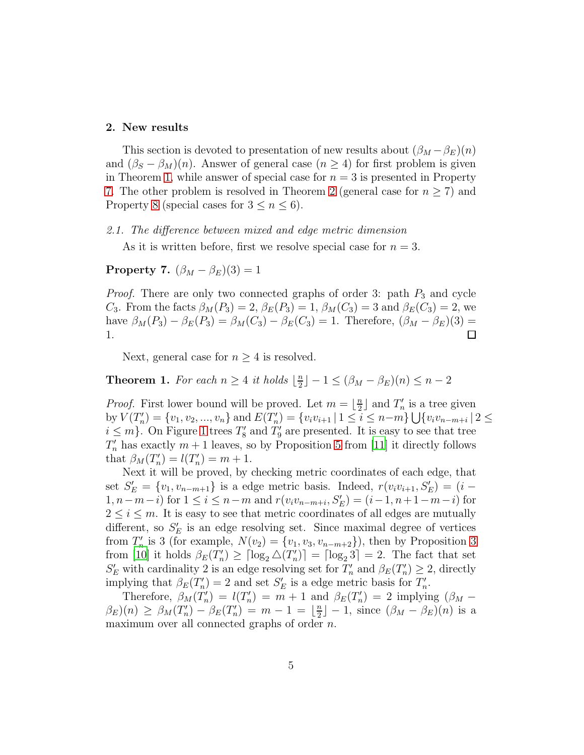## 2. New results

This section is devoted to presentation of new results about $(\beta_M - \beta_E)(n)$ and $(\beta_S - \beta_M)(n)$. Answer of general case ($n \geq 4$) for first problem is given in Theorem 1, while answer of special case for $n = 3$ is presented in Property 7. The other problem is resolved in Theorem 2 (general case for $n \geq 7$) and Property 8 (special cases for $3 \leq n \leq 6$).

### *2.1. The difference between mixed and edge metric dimension*

As it is written before, first we resolve special case for $n = 3$.

**Property 7.** $(\beta_M - \beta_E)(3) = 1$

*Proof.* There are only two connected graphs of order 3: path $P_3$ and cycle $C_3$. From the facts $\beta_M(P_3) = 2$, $\beta_E(P_3) = 1$, $\beta_M(C_3) = 3$ and $\beta_E(C_3) = 2$, we have $\beta_M(P_3) - \beta_E(P_3) = \beta_M(C_3) - \beta_E(C_3) = 1$. Therefore, $(\beta_M - \beta_E)(3) = 1$. □

Next, general case for $n \geq 4$ is resolved.

**Theorem 1.** *For each $n \geq 4$ it holds $\lfloor \frac{n}{2} \rfloor - 1 \leq (\beta_M - \beta_E)(n) \leq n - 2$*

*Proof.* First lower bound will be proved. Let $m = \lfloor \frac{n}{2} \rfloor$ and $T'_n$ is a tree given by $V(T'_n) = \{v_1, v_2, ..., v_n\}$ and $E(T'_n) = \{v_i v_{i+1} \,|\, 1 \leq i \leq n-m\} \bigcup \{v_i v_{n-m+i} \,|\, 2 \leq i \leq m\}$. On Figure 1 trees $T'_8$ and $T'_9$ are presented. It is easy to see that tree $T'_n$ has exactly $m+1$ leaves, so by Proposition 5 from [11] it directly follows that $\beta_M(T'_n) = l(T'_n) = m + 1$.

Next it will be proved, by checking metric coordinates of each edge, that set $S'_E = \{v_1, v_{n-m+1}\}$ is a edge metric basis. Indeed, $r(v_i v_{i+1}, S'_E) = (i-1, n-m-i)$ for $1 \leq i \leq n-m$ and $r(v_i v_{n-m+i}, S'_E) = (i-1, n+1-m-i)$ for $2 \leq i \leq m$. It is easy to see that metric coordinates of all edges are mutually different, so $S'_E$ is an edge resolving set. Since maximal degree of vertices from $T'_n$ is 3 (for example, $N(v_2) = \{v_1, v_3, v_{n-m+2}\}$), then by Proposition 3 from [10] it holds $\beta_E(T'_n) \geq \lceil \log_2 \triangle(T'_n) \rceil = \lceil \log_2 3 \rceil = 2$. The fact that set $S'_E$ with cardinality 2 is an edge resolving set for $T'_n$ and $\beta_E(T'_n) \geq 2$, directly implying that $\beta_E(T'_n) = 2$ and set $S'_E$ is a edge metric basis for $T'_n$.

Therefore, $\beta_M(T'_n) = l(T'_n) = m + 1$ and $\beta_E(T'_n) = 2$ implying $(\beta_M - \beta_E)(n) \geq \beta_M(T'_n) - \beta_E(T'_n) = m - 1 = \lfloor \frac{n}{2} \rfloor - 1$, since $(\beta_M - \beta_E)(n)$ is a maximum over all connected graphs of order $n$.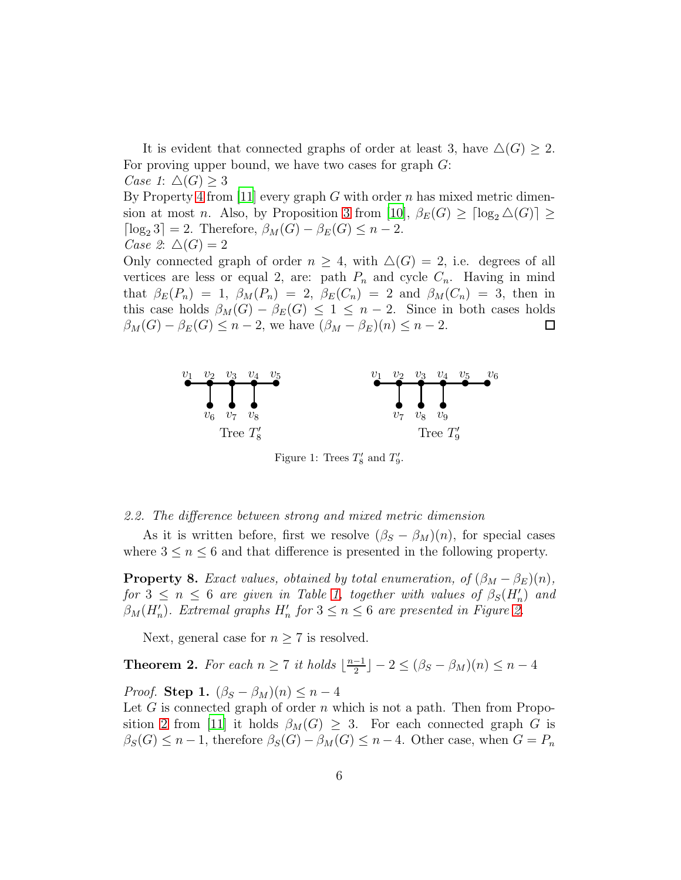It is evident that connected graphs of order at least 3, have $\triangle(G) \geq 2$. For proving upper bound, we have two cases for graph $G$:

*Case 1*: $\triangle(G) \geq 3$

By Property 4 from [11] every graph $G$ with order $n$ has mixed metric dimension at most $n$. Also, by Proposition 3 from [10], $\beta_E(G) \geq \lceil \log_2 \triangle(G) \rceil \geq \lceil \log_2 3 \rceil = 2$. Therefore, $\beta_M(G) - \beta_E(G) \leq n - 2$.

*Case 2*: $\triangle(G) = 2$

Only connected graph of order $n \geq 4$, with $\triangle(G) = 2$, i.e. degrees of all vertices are less or equal 2, are: path $P_n$ and cycle $C_n$. Having in mind that $\beta_E(P_n) = 1$, $\beta_M(P_n) = 2$, $\beta_E(C_n) = 2$ and $\beta_M(C_n) = 3$, then in this case holds $\beta_M(G) - \beta_E(G) \leq 1 \leq n - 2$. Since in both cases holds $\beta_M(G) - \beta_E(G) \leq n - 2$, we have $(\beta_M - \beta_E)(n) \leq n - 2$. □

Figure 1: Trees $T'_8$ and $T'_9$.

*2.2. The difference between strong and mixed metric dimension*

As it is written before, first we resolve $(\beta_S - \beta_M)(n)$, for special cases where $3 \leq n \leq 6$ and that difference is presented in the following property.

**Property 8.** *Exact values, obtained by total enumeration, of $(\beta_M - \beta_E)(n)$, for $3 \leq n \leq 6$ are given in Table 1, together with values of $\beta_S(H'_n)$ and $\beta_M(H'_n)$. Extremal graphs $H'_n$ for $3 \leq n \leq 6$ are presented in Figure 2.*

Next, general case for $n \geq 7$ is resolved.

**Theorem 2.** *For each $n \geq 7$ it holds $\lfloor \frac{n-1}{2} \rfloor - 2 \leq (\beta_S - \beta_M)(n) \leq n - 4$*

*Proof.* **Step 1.** $(\beta_S - \beta_M)(n) \leq n - 4$

Let $G$ is connected graph of order $n$ which is not a path. Then from Proposition 2 from [11] it holds $\beta_M(G) \geq 3$. For each connected graph $G$ is $\beta_S(G) \leq n - 1$, therefore $\beta_S(G) - \beta_M(G) \leq n - 4$. Other case, when $G = P_n$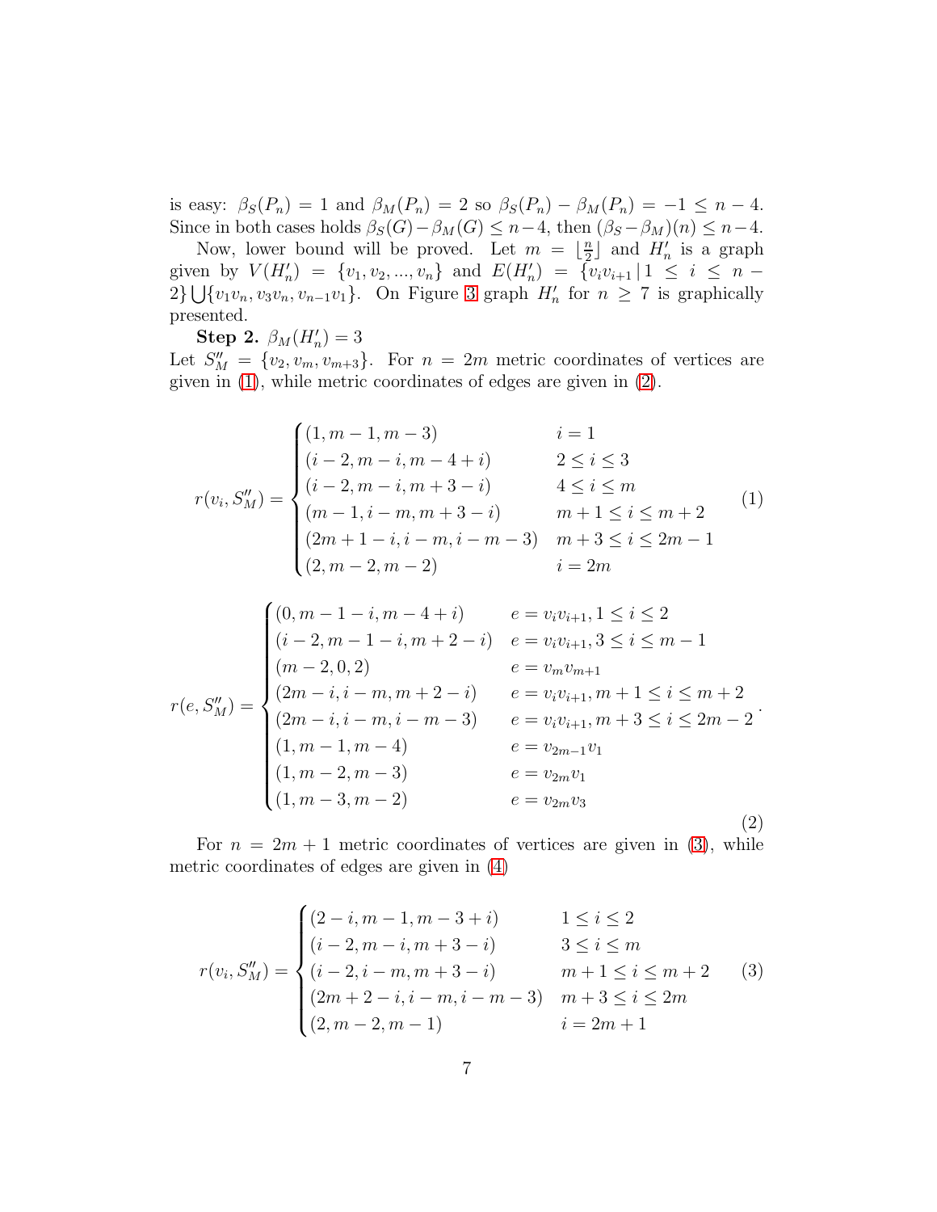is easy: $\beta_S(P_n) = 1$ and $\beta_M(P_n) = 2$ so $\beta_S(P_n) - \beta_M(P_n) = -1 \leq n-4$. Since in both cases holds $\beta_S(G) - \beta_M(G) \leq n-4$, then $(\beta_S - \beta_M)(n) \leq n-4$.

Now, lower bound will be proved. Let $m = \lfloor \frac{n}{2} \rfloor$ and $H'_n$ is a graph given by $V(H'_n) = \{v_1, v_2, ..., v_n\}$ and $E(H'_n) = \{v_i v_{i+1} \,|\, 1 \leq i \leq n-2\} \bigcup \{v_1 v_n, v_3 v_n, v_{n-1} v_1\}$. On Figure 3 graph $H'_n$ for $n \geq 7$ is graphically presented.

**Step 2.** $\beta_M(H'_n) = 3$

Let $S''_M = \{v_2, v_m, v_{m+3}\}$. For $n = 2m$ metric coordinates of vertices are given in (1), while metric coordinates of edges are given in (2).

$$r(v_i, S''_M) = \begin{cases} (1, m-1, m-3) & i = 1 \\ (i-2, m-i, m-4+i) & 2 \leq i \leq 3 \\ (i-2, m-i, m+3-i) & 4 \leq i \leq m \\ (m-1, i-m, m+3-i) & m+1 \leq i \leq m+2 \\ (2m+1-i, i-m, i-m-3) & m+3 \leq i \leq 2m-1 \\ (2, m-2, m-2) & i = 2m \end{cases} \tag{1}$$

$$r(e, S''_M) = \begin{cases} (0, m-1-i, m-4+i) & e = v_i v_{i+1}, 1 \leq i \leq 2 \\ (i-2, m-1-i, m+2-i) & e = v_i v_{i+1}, 3 \leq i \leq m-1 \\ (m-2, 0, 2) & e = v_m v_{m+1} \\ (2m-i, i-m, m+2-i) & e = v_i v_{i+1}, m+1 \leq i \leq m+2 \\ (2m-i, i-m, i-m-3) & e = v_i v_{i+1}, m+3 \leq i \leq 2m-2 \\ (1, m-1, m-4) & e = v_{2m-1} v_1 \\ (1, m-2, m-3) & e = v_{2m} v_1 \\ (1, m-3, m-2) & e = v_{2m} v_3 \end{cases}. \tag{2}$$

For $n = 2m+1$ metric coordinates of vertices are given in (3), while metric coordinates of edges are given in (4)

$$r(v_i, S''_M) = \begin{cases} (2-i, m-1, m-3+i) & 1 \leq i \leq 2 \\ (i-2, m-i, m+3-i) & 3 \leq i \leq m \\ (i-2, i-m, m+3-i) & m+1 \leq i \leq m+2 \\ (2m+2-i, i-m, i-m-3) & m+3 \leq i \leq 2m \\ (2, m-2, m-1) & i = 2m+1 \end{cases} \tag{3}$$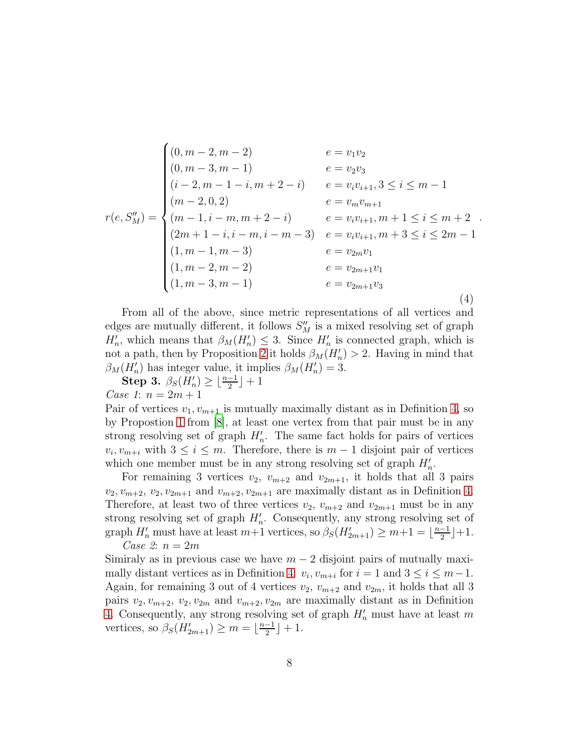$$
r(e, S''_M) = \begin{cases}
(0, m-2, m-2) & e = v_1v_2 \\
(0, m-3, m-1) & e = v_2v_3 \\
(i-2, m-1-i, m+2-i) & e = v_iv_{i+1}, 3 \le i \le m-1 \\
(m-2, 0, 2) & e = v_mv_{m+1} \\
(m-1, i-m, m+2-i) & e = v_iv_{i+1}, m+1 \le i \le m+2 \\
(2m+1-i, i-m, i-m-3) & e = v_iv_{i+1}, m+3 \le i \le 2m-1 \\
(1, m-1, m-3) & e = v_{2m}v_1 \\
(1, m-2, m-2) & e = v_{2m+1}v_1 \\
(1, m-3, m-1) & e = v_{2m+1}v_3
\end{cases}. \tag{4}
$$

From all of the above, since metric representations of all vertices and edges are mutually different, it follows $S''_M$ is a mixed resolving set of graph $H'_n$, which means that $\beta_M(H'_n) \le 3$. Since $H'_n$ is connected graph, which is not a path, then by Proposition 2 it holds $\beta_M(H'_n) > 2$. Having in mind that $\beta_M(H'_n)$ has integer value, it implies $\beta_M(H'_n) = 3$.

**Step 3.** $\beta_S(H'_n) \ge \lfloor \frac{n-1}{2} \rfloor + 1$

*Case 1*: $n = 2m+1$

Pair of vertices $v_1, v_{m+1}$ is mutually maximally distant as in Definition 4, so by Propostion 1 from [8], at least one vertex from that pair must be in any strong resolving set of graph $H'_n$. The same fact holds for pairs of vertices $v_i, v_{m+i}$ with $3 \le i \le m$. Therefore, there is $m-1$ disjoint pair of vertices which one member must be in any strong resolving set of graph $H'_n$.

For remaining 3 vertices $v_2$, $v_{m+2}$ and $v_{2m+1}$, it holds that all 3 pairs $v_2, v_{m+2}$, $v_2, v_{2m+1}$ and $v_{m+2}, v_{2m+1}$ are maximally distant as in Definition 4. Therefore, at least two of three vertices $v_2$, $v_{m+2}$ and $v_{2m+1}$ must be in any strong resolving set of graph $H'_n$. Consequently, any strong resolving set of graph $H'_n$ must have at least $m+1$ vertices, so $\beta_S(H'_{2m+1}) \ge m+1 = \lfloor \frac{n-1}{2} \rfloor + 1$.

*Case 2*: $n = 2m$

Simiraly as in previous case we have $m-2$ disjoint pairs of mutually maximally distant vertices as in Definition 4: $v_i, v_{m+i}$ for $i = 1$ and $3 \le i \le m-1$. Again, for remaining 3 out of 4 vertices $v_2$, $v_{m+2}$ and $v_{2m}$, it holds that all 3 pairs $v_2, v_{m+2}$, $v_2, v_{2m}$ and $v_{m+2}, v_{2m}$ are maximally distant as in Definition 4. Consequently, any strong resolving set of graph $H'_n$ must have at least $m$ vertices, so $\beta_S(H'_{2m+1}) \ge m = \lfloor \frac{n-1}{2} \rfloor + 1$.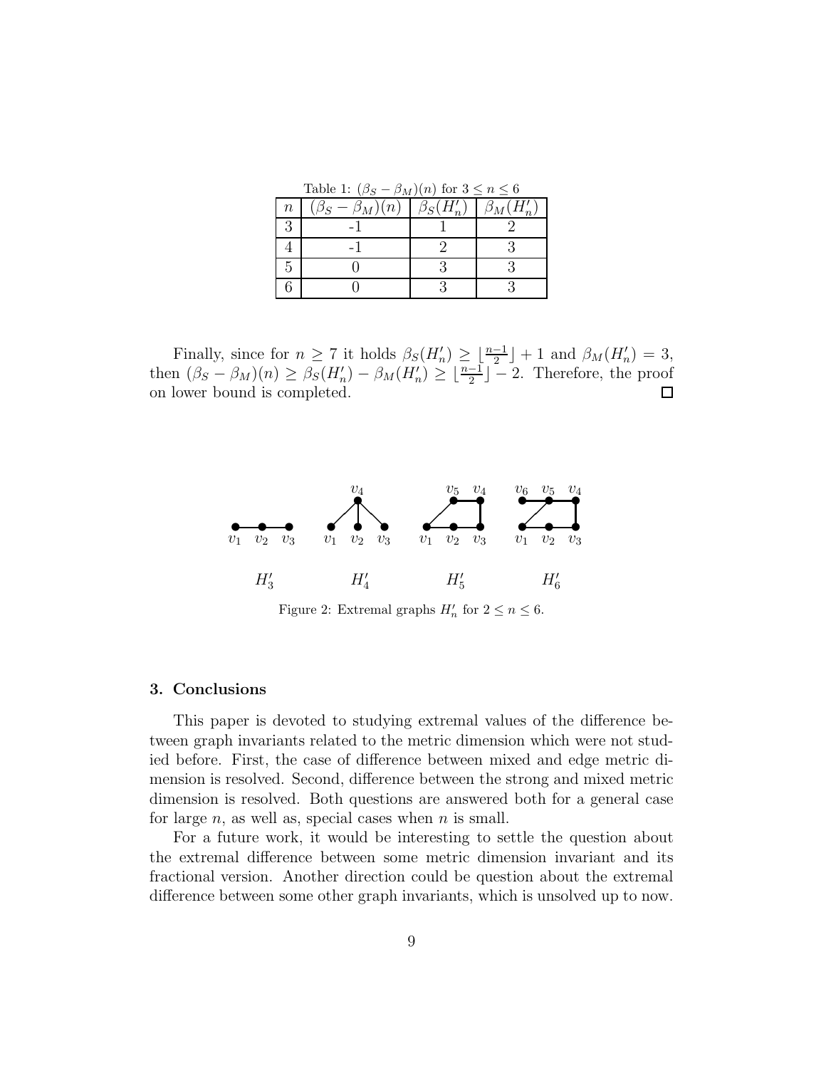Table 1: $(\beta_S - \beta_M)(n)$ for $3 \leq n \leq 6$

| $n$ | $(\beta_S - \beta_M)(n)$ | $\beta_S(H'_n)$ | $\beta_M(H'_n)$ |
|---|---|---|---|
| 3 | -1 | 1 | 2 |
| 4 | -1 | 2 | 3 |
| 5 | 0 | 3 | 3 |
| 6 | 0 | 3 | 3 |

Finally, since for $n \geq 7$ it holds $\beta_S(H'_n) \geq \lfloor \frac{n-1}{2} \rfloor + 1$ and $\beta_M(H'_n) = 3$, then $(\beta_S - \beta_M)(n) \geq \beta_S(H'_n) - \beta_M(H'_n) \geq \lfloor \frac{n-1}{2} \rfloor - 2$. Therefore, the proof on lower bound is completed. □

Figure 2: Extremal graphs $H'_n$ for $2 \leq n \leq 6$.

## 3. Conclusions

This paper is devoted to studying extremal values of the difference between graph invariants related to the metric dimension which were not studied before. First, the case of difference between mixed and edge metric dimension is resolved. Second, difference between the strong and mixed metric dimension is resolved. Both questions are answered both for a general case for large $n$, as well as, special cases when $n$ is small.

For a future work, it would be interesting to settle the question about the extremal difference between some metric dimension invariant and its fractional version. Another direction could be question about the extremal difference between some other graph invariants, which is unsolved up to now.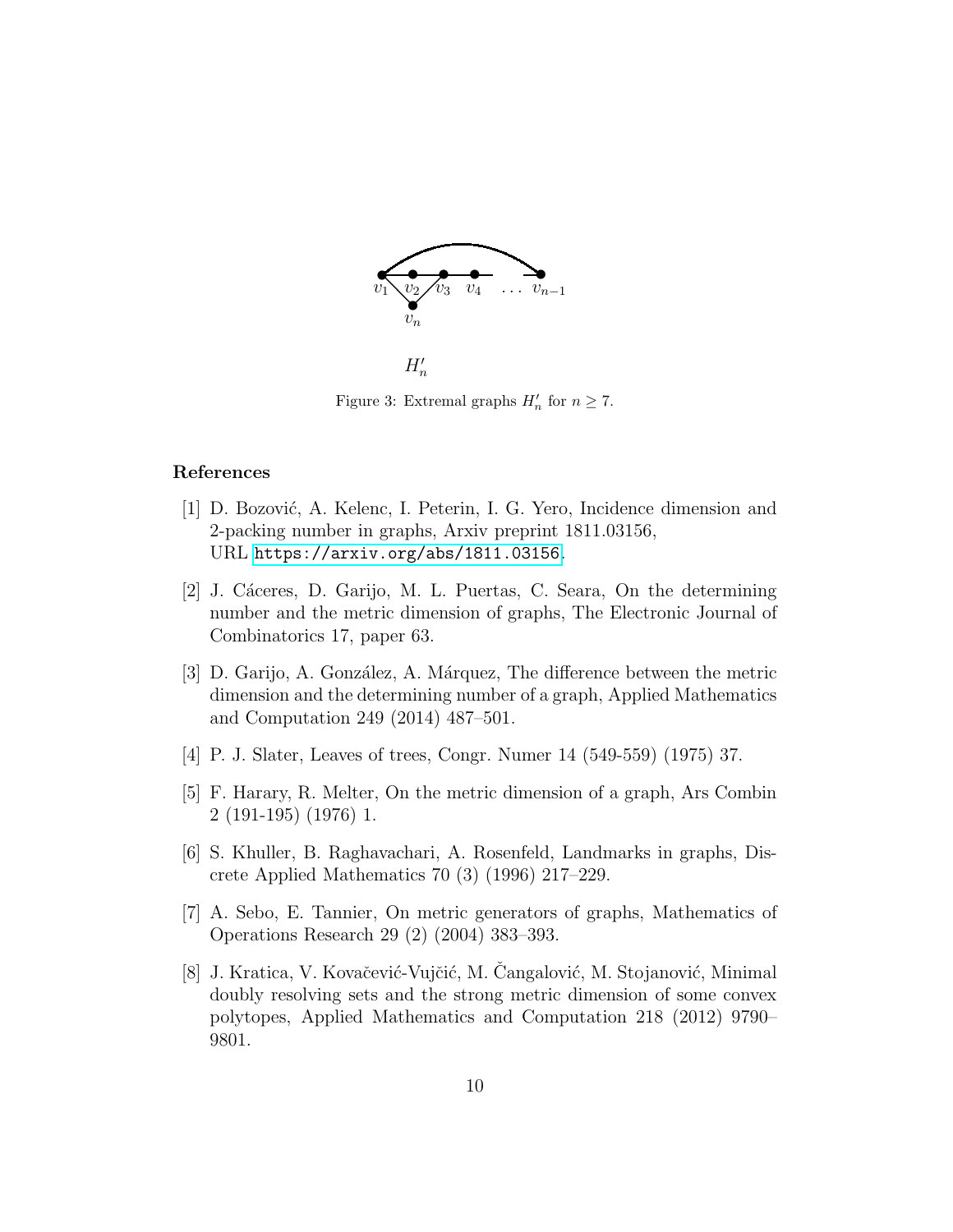$H'_n$

Figure 3: Extremal graphs $H'_n$ for $n \geq 7$.

## References

[1] D. Bozović, A. Kelenc, I. Peterin, I. G. Yero, Incidence dimension and 2-packing number in graphs, Arxiv preprint 1811.03156, URL https://arxiv.org/abs/1811.03156.

[2] J. Cáceres, D. Garijo, M. L. Puertas, C. Seara, On the determining number and the metric dimension of graphs, The Electronic Journal of Combinatorics 17, paper 63.

[3] D. Garijo, A. González, A. Márquez, The difference between the metric dimension and the determining number of a graph, Applied Mathematics and Computation 249 (2014) 487–501.

[4] P. J. Slater, Leaves of trees, Congr. Numer 14 (549-559) (1975) 37.

[5] F. Harary, R. Melter, On the metric dimension of a graph, Ars Combin 2 (191-195) (1976) 1.

[6] S. Khuller, B. Raghavachari, A. Rosenfeld, Landmarks in graphs, Discrete Applied Mathematics 70 (3) (1996) 217–229.

[7] A. Sebo, E. Tannier, On metric generators of graphs, Mathematics of Operations Research 29 (2) (2004) 383–393.

[8] J. Kratica, V. Kovačević-Vujčić, M. Čangalović, M. Stojanović, Minimal doubly resolving sets and the strong metric dimension of some convex polytopes, Applied Mathematics and Computation 218 (2012) 9790–9801.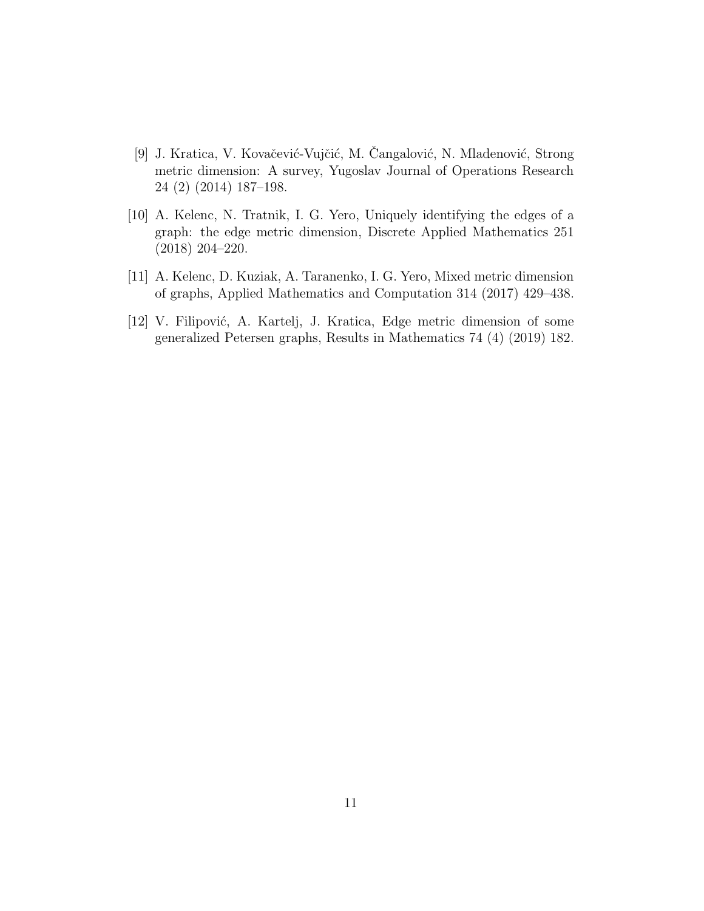[9] J. Kratica, V. Kovačević-Vujčić, M. Čangalović, N. Mladenović, Strong metric dimension: A survey, Yugoslav Journal of Operations Research 24 (2) (2014) 187–198.

[10] A. Kelenc, N. Tratnik, I. G. Yero, Uniquely identifying the edges of a graph: the edge metric dimension, Discrete Applied Mathematics 251 (2018) 204–220.

[11] A. Kelenc, D. Kuziak, A. Taranenko, I. G. Yero, Mixed metric dimension of graphs, Applied Mathematics and Computation 314 (2017) 429–438.

[12] V. Filipović, A. Kartelj, J. Kratica, Edge metric dimension of some generalized Petersen graphs, Results in Mathematics 74 (4) (2019) 182.